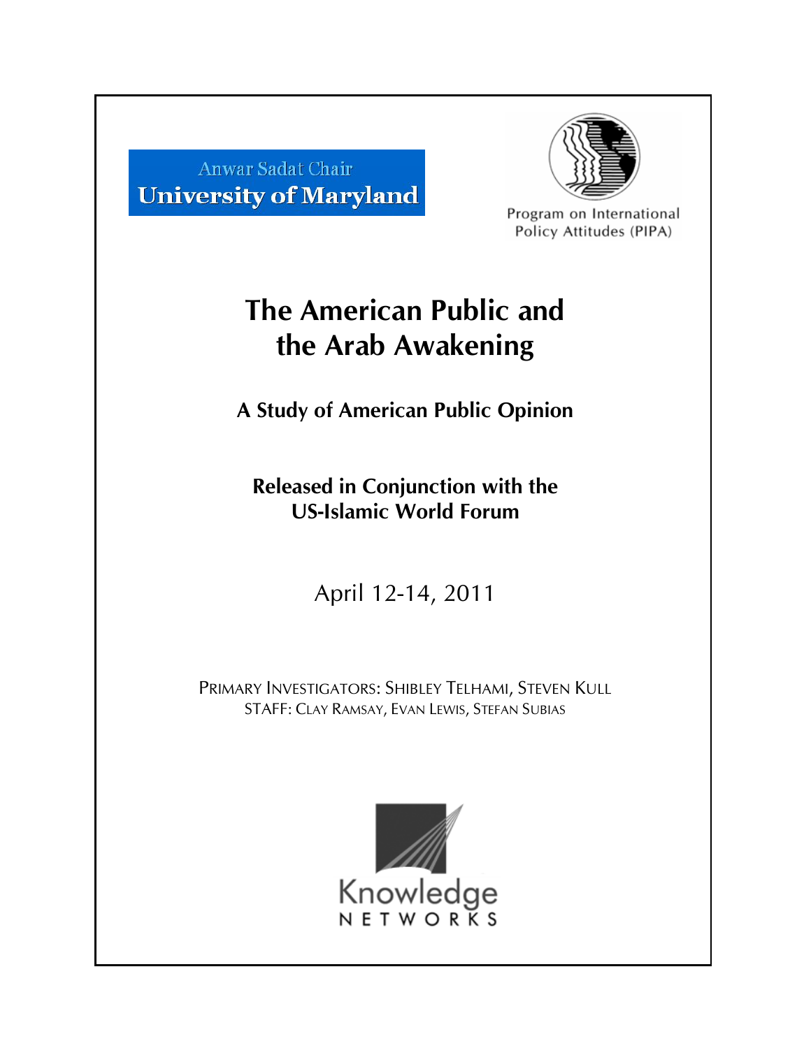Anwar Sadat Chair
University of Maryland

Program on International Policy Attitudes (PIPA)

# The American Public and the Arab Awakening

## A Study of American Public Opinion

### Released in Conjunction with the US-Islamic World Forum

April 12-14, 2011

PRIMARY INVESTIGATORS: SHIBLEY TELHAMI, STEVEN KULL
STAFF: CLAY RAMSAY, EVAN LEWIS, STEFAN SUBIAS

Knowledge NETWORKS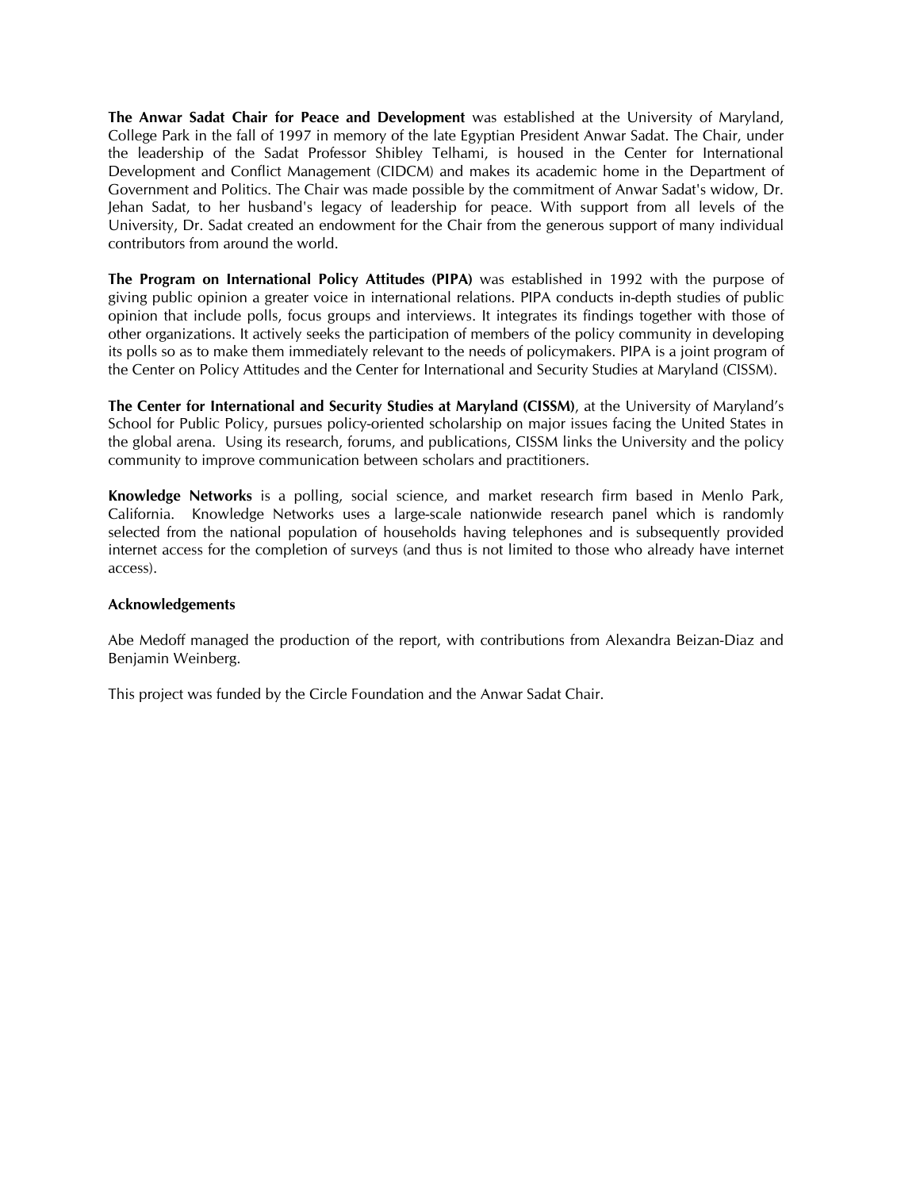**The Anwar Sadat Chair for Peace and Development** was established at the University of Maryland, College Park in the fall of 1997 in memory of the late Egyptian President Anwar Sadat. The Chair, under the leadership of the Sadat Professor Shibley Telhami, is housed in the Center for International Development and Conflict Management (CIDCM) and makes its academic home in the Department of Government and Politics. The Chair was made possible by the commitment of Anwar Sadat's widow, Dr. Jehan Sadat, to her husband's legacy of leadership for peace. With support from all levels of the University, Dr. Sadat created an endowment for the Chair from the generous support of many individual contributors from around the world.

**The Program on International Policy Attitudes (PIPA)** was established in 1992 with the purpose of giving public opinion a greater voice in international relations. PIPA conducts in-depth studies of public opinion that include polls, focus groups and interviews. It integrates its findings together with those of other organizations. It actively seeks the participation of members of the policy community in developing its polls so as to make them immediately relevant to the needs of policymakers. PIPA is a joint program of the Center on Policy Attitudes and the Center for International and Security Studies at Maryland (CISSM).

**The Center for International and Security Studies at Maryland (CISSM)**, at the University of Maryland's School for Public Policy, pursues policy-oriented scholarship on major issues facing the United States in the global arena. Using its research, forums, and publications, CISSM links the University and the policy community to improve communication between scholars and practitioners.

**Knowledge Networks** is a polling, social science, and market research firm based in Menlo Park, California. Knowledge Networks uses a large-scale nationwide research panel which is randomly selected from the national population of households having telephones and is subsequently provided internet access for the completion of surveys (and thus is not limited to those who already have internet access).

**Acknowledgements**

Abe Medoff managed the production of the report, with contributions from Alexandra Beizan-Diaz and Benjamin Weinberg.

This project was funded by the Circle Foundation and the Anwar Sadat Chair.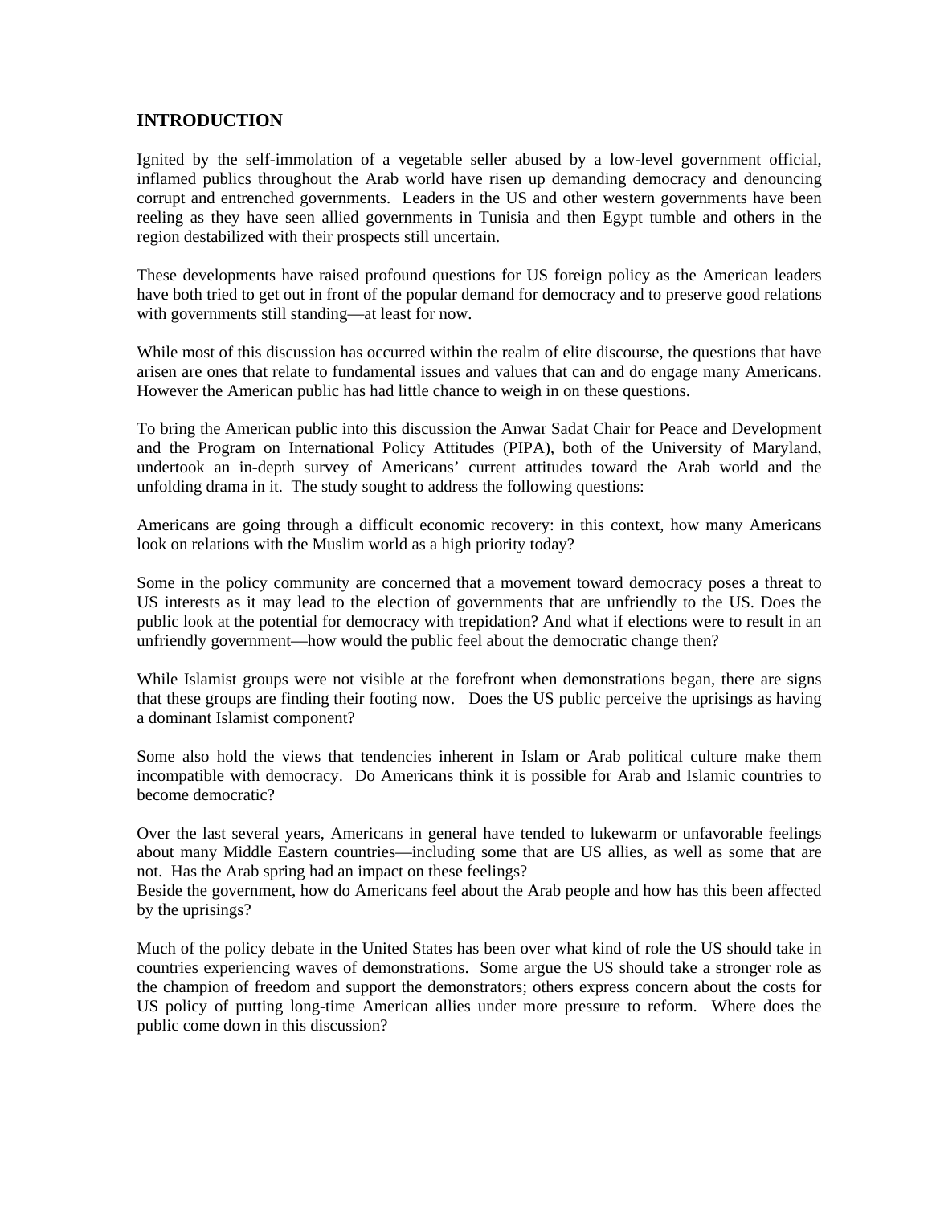## INTRODUCTION

Ignited by the self-immolation of a vegetable seller abused by a low-level government official, inflamed publics throughout the Arab world have risen up demanding democracy and denouncing corrupt and entrenched governments. Leaders in the US and other western governments have been reeling as they have seen allied governments in Tunisia and then Egypt tumble and others in the region destabilized with their prospects still uncertain.

These developments have raised profound questions for US foreign policy as the American leaders have both tried to get out in front of the popular demand for democracy and to preserve good relations with governments still standing—at least for now.

While most of this discussion has occurred within the realm of elite discourse, the questions that have arisen are ones that relate to fundamental issues and values that can and do engage many Americans. However the American public has had little chance to weigh in on these questions.

To bring the American public into this discussion the Anwar Sadat Chair for Peace and Development and the Program on International Policy Attitudes (PIPA), both of the University of Maryland, undertook an in-depth survey of Americans' current attitudes toward the Arab world and the unfolding drama in it. The study sought to address the following questions:

Americans are going through a difficult economic recovery: in this context, how many Americans look on relations with the Muslim world as a high priority today?

Some in the policy community are concerned that a movement toward democracy poses a threat to US interests as it may lead to the election of governments that are unfriendly to the US. Does the public look at the potential for democracy with trepidation? And what if elections were to result in an unfriendly government—how would the public feel about the democratic change then?

While Islamist groups were not visible at the forefront when demonstrations began, there are signs that these groups are finding their footing now. Does the US public perceive the uprisings as having a dominant Islamist component?

Some also hold the views that tendencies inherent in Islam or Arab political culture make them incompatible with democracy. Do Americans think it is possible for Arab and Islamic countries to become democratic?

Over the last several years, Americans in general have tended to lukewarm or unfavorable feelings about many Middle Eastern countries—including some that are US allies, as well as some that are not. Has the Arab spring had an impact on these feelings?
Beside the government, how do Americans feel about the Arab people and how has this been affected by the uprisings?

Much of the policy debate in the United States has been over what kind of role the US should take in countries experiencing waves of demonstrations. Some argue the US should take a stronger role as the champion of freedom and support the demonstrators; others express concern about the costs for US policy of putting long-time American allies under more pressure to reform. Where does the public come down in this discussion?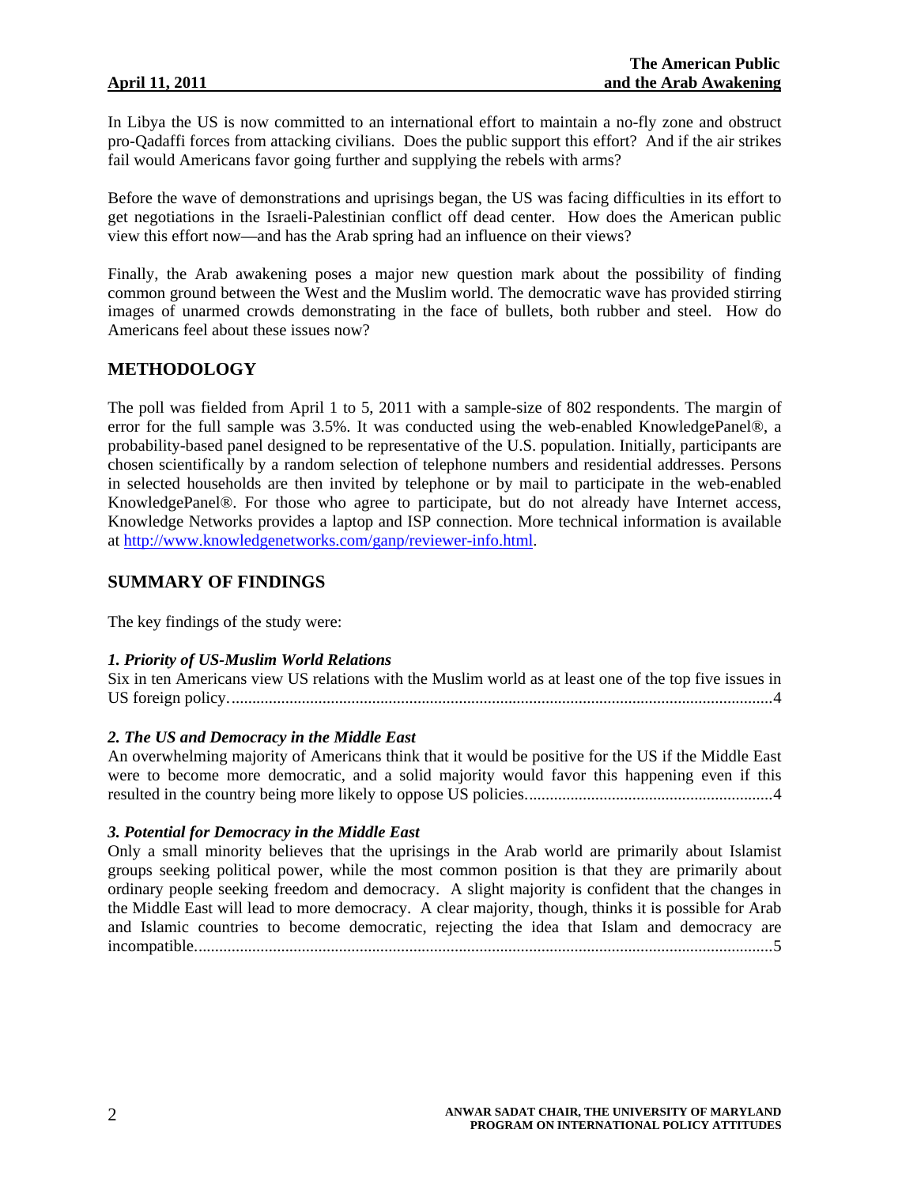In Libya the US is now committed to an international effort to maintain a no-fly zone and obstruct pro-Qadaffi forces from attacking civilians. Does the public support this effort? And if the air strikes fail would Americans favor going further and supplying the rebels with arms?

Before the wave of demonstrations and uprisings began, the US was facing difficulties in its effort to get negotiations in the Israeli-Palestinian conflict off dead center. How does the American public view this effort now—and has the Arab spring had an influence on their views?

Finally, the Arab awakening poses a major new question mark about the possibility of finding common ground between the West and the Muslim world. The democratic wave has provided stirring images of unarmed crowds demonstrating in the face of bullets, both rubber and steel. How do Americans feel about these issues now?

## METHODOLOGY

The poll was fielded from April 1 to 5, 2011 with a sample-size of 802 respondents. The margin of error for the full sample was 3.5%. It was conducted using the web-enabled KnowledgePanel®, a probability-based panel designed to be representative of the U.S. population. Initially, participants are chosen scientifically by a random selection of telephone numbers and residential addresses. Persons in selected households are then invited by telephone or by mail to participate in the web-enabled KnowledgePanel®. For those who agree to participate, but do not already have Internet access, Knowledge Networks provides a laptop and ISP connection. More technical information is available at http://www.knowledgenetworks.com/ganp/reviewer-info.html.

## SUMMARY OF FINDINGS

The key findings of the study were:

***1. Priority of US-Muslim World Relations***

Six in ten Americans view US relations with the Muslim world as at least one of the top five issues in US foreign policy....................................................................................................................................4

***2. The US and Democracy in the Middle East***

An overwhelming majority of Americans think that it would be positive for the US if the Middle East were to become more democratic, and a solid majority would favor this happening even if this resulted in the country being more likely to oppose US policies...........................................................4

***3. Potential for Democracy in the Middle East***

Only a small minority believes that the uprisings in the Arab world are primarily about Islamist groups seeking political power, while the most common position is that they are primarily about ordinary people seeking freedom and democracy. A slight majority is confident that the changes in the Middle East will lead to more democracy. A clear majority, though, thinks it is possible for Arab and Islamic countries to become democratic, rejecting the idea that Islam and democracy are incompatible...........................................................................................................................................5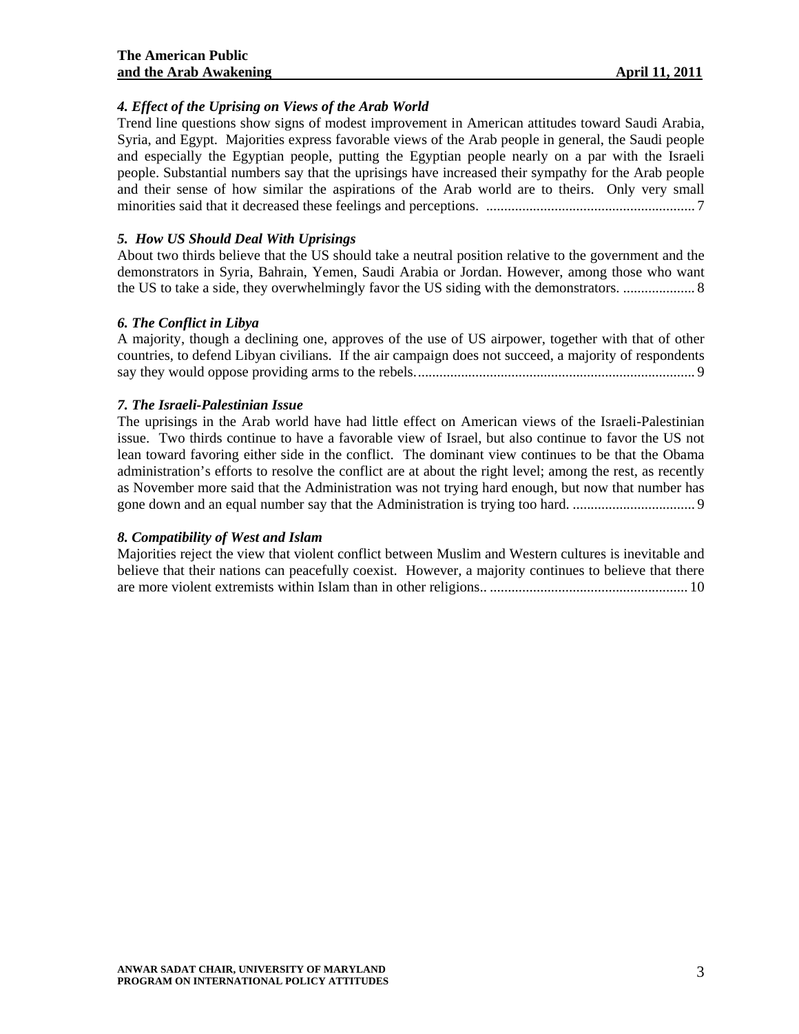*4. Effect of the Uprising on Views of the Arab World*

Trend line questions show signs of modest improvement in American attitudes toward Saudi Arabia, Syria, and Egypt. Majorities express favorable views of the Arab people in general, the Saudi people and especially the Egyptian people, putting the Egyptian people nearly on a par with the Israeli people. Substantial numbers say that the uprisings have increased their sympathy for the Arab people and their sense of how similar the aspirations of the Arab world are to theirs. Only very small minorities said that it decreased these feelings and perceptions. .......................................................... 7

*5. How US Should Deal With Uprisings*

About two thirds believe that the US should take a neutral position relative to the government and the demonstrators in Syria, Bahrain, Yemen, Saudi Arabia or Jordan. However, among those who want the US to take a side, they overwhelmingly favor the US siding with the demonstrators. .................... 8

*6. The Conflict in Libya*

A majority, though a declining one, approves of the use of US airpower, together with that of other countries, to defend Libyan civilians. If the air campaign does not succeed, a majority of respondents say they would oppose providing arms to the rebels. ............................................................................ 9

*7. The Israeli-Palestinian Issue*

The uprisings in the Arab world have had little effect on American views of the Israeli-Palestinian issue. Two thirds continue to have a favorable view of Israel, but also continue to favor the US not lean toward favoring either side in the conflict. The dominant view continues to be that the Obama administration's efforts to resolve the conflict are at about the right level; among the rest, as recently as November more said that the Administration was not trying hard enough, but now that number has gone down and an equal number say that the Administration is trying too hard. .................................. 9

*8. Compatibility of West and Islam*

Majorities reject the view that violent conflict between Muslim and Western cultures is inevitable and believe that their nations can peacefully coexist. However, a majority continues to believe that there are more violent extremists within Islam than in other religions.. ...................................................... 10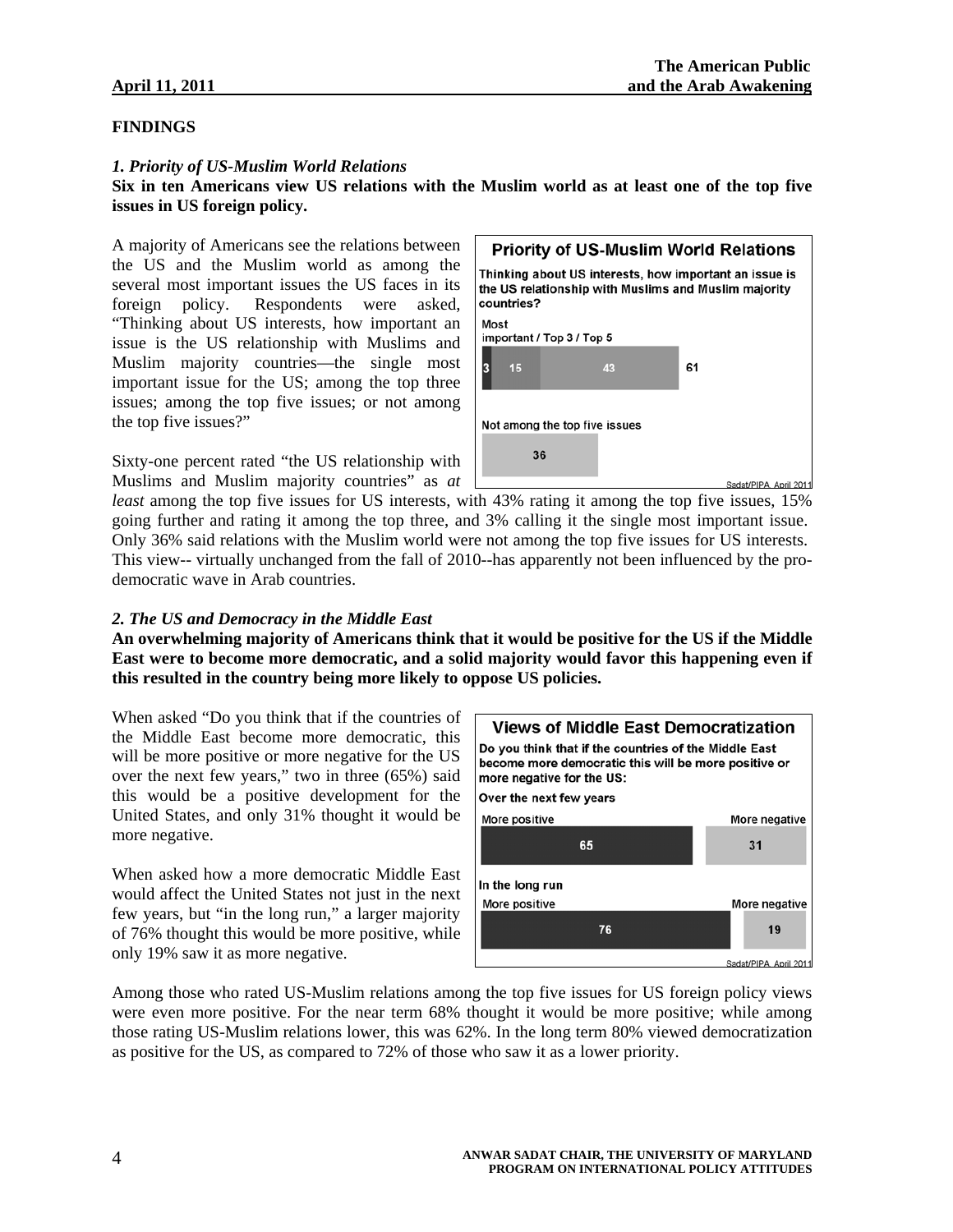## FINDINGS

### *1. Priority of US-Muslim World Relations*

**Six in ten Americans view US relations with the Muslim world as at least one of the top five issues in US foreign policy.**

A majority of Americans see the relations between the US and the Muslim world as among the several most important issues the US faces in its foreign policy. Respondents were asked, "Thinking about US interests, how important an issue is the US relationship with Muslims and Muslim majority countries—the single most important issue for the US; among the top three issues; among the top five issues; or not among the top five issues?"

**Priority of US-Muslim World Relations**

Thinking about US interests, how important an issue is the US relationship with Muslims and Muslim majority countries?

| | Most important | Top 3 | Top 5 | Total |
|---|---|---|---|---|
| Most important / Top 3 / Top 5 | 3 | 15 | 43 | 61 |
| Not among the top five issues | | | | 36 |

Sadat/PIPA April 2011

Sixty-one percent rated "the US relationship with Muslims and Muslim majority countries" as *at least* among the top five issues for US interests, with 43% rating it among the top five issues, 15% going further and rating it among the top three, and 3% calling it the single most important issue. Only 36% said relations with the Muslim world were not among the top five issues for US interests. This view-- virtually unchanged from the fall of 2010--has apparently not been influenced by the pro-democratic wave in Arab countries.

### *2. The US and Democracy in the Middle East*

**An overwhelming majority of Americans think that it would be positive for the US if the Middle East were to become more democratic, and a solid majority would favor this happening even if this resulted in the country being more likely to oppose US policies.**

When asked "Do you think that if the countries of the Middle East become more democratic, this will be more positive or more negative for the US over the next few years," two in three (65%) said this would be a positive development for the United States, and only 31% thought it would be more negative.

When asked how a more democratic Middle East would affect the United States not just in the next few years, but "in the long run," a larger majority of 76% thought this would be more positive, while only 19% saw it as more negative.

**Views of Middle East Democratization**

Do you think that if the countries of the Middle East become more democratic this will be more positive or more negative for the US:

| | More positive | More negative |
|---|---|---|
| Over the next few years | 65 | 31 |
| In the long run | 76 | 19 |

Sadat/PIPA April 2011

Among those who rated US-Muslim relations among the top five issues for US foreign policy views were even more positive. For the near term 68% thought it would be more positive; while among those rating US-Muslim relations lower, this was 62%. In the long term 80% viewed democratization as positive for the US, as compared to 72% of those who saw it as a lower priority.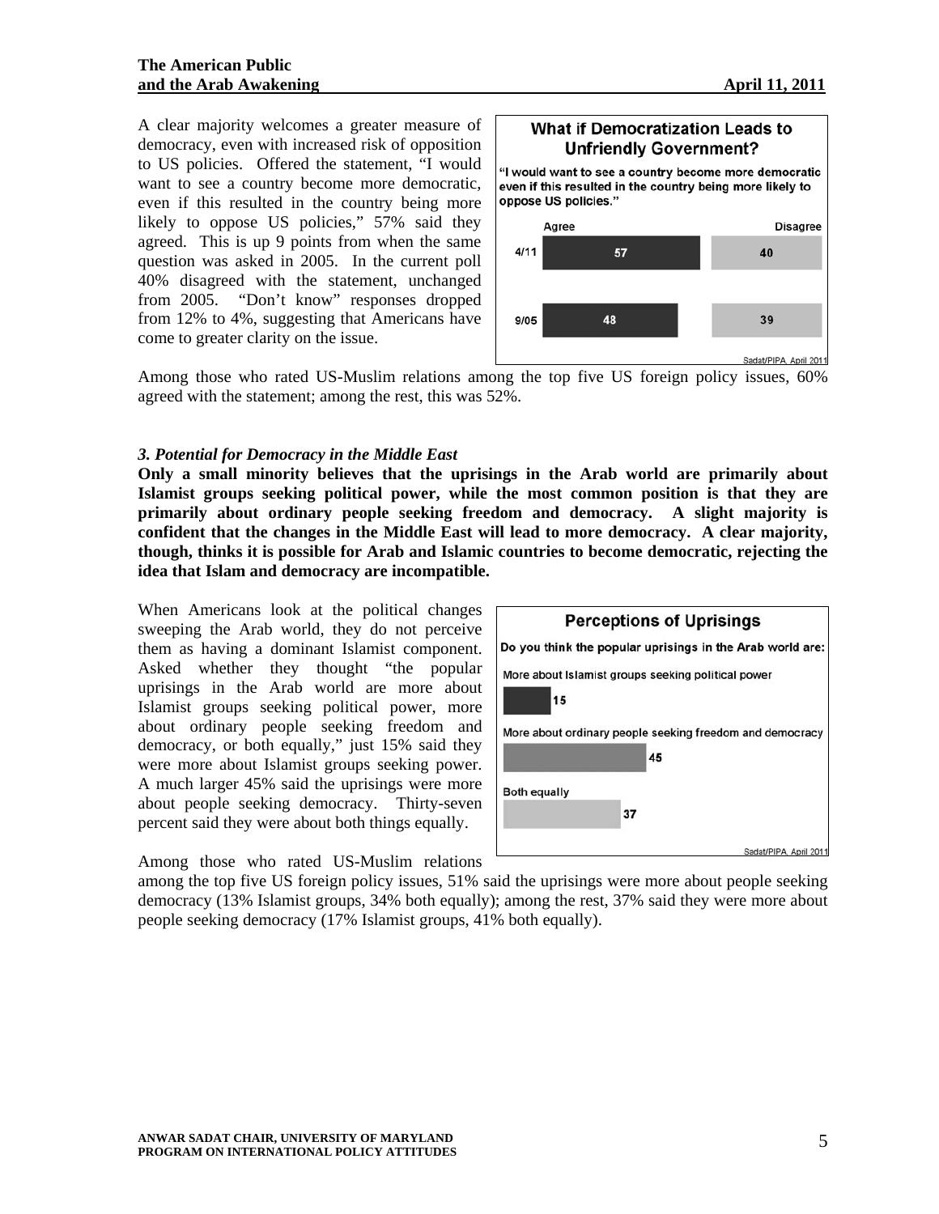A clear majority welcomes a greater measure of democracy, even with increased risk of opposition to US policies. Offered the statement, "I would want to see a country become more democratic, even if this resulted in the country being more likely to oppose US policies," 57% said they agreed. This is up 9 points from when the same question was asked in 2005. In the current poll 40% disagreed with the statement, unchanged from 2005. "Don't know" responses dropped from 12% to 4%, suggesting that Americans have come to greater clarity on the issue.

**What if Democratization Leads to Unfriendly Government?**

"I would want to see a country become more democratic even if this resulted in the country being more likely to oppose US policies."

| | Agree | Disagree |
|---|---|---|
| 4/11 | 57 | 40 |
| 9/05 | 48 | 39 |

Sadat/PIPA April 2011

Among those who rated US-Muslim relations among the top five US foreign policy issues, 60% agreed with the statement; among the rest, this was 52%.

### *3. Potential for Democracy in the Middle East*

**Only a small minority believes that the uprisings in the Arab world are primarily about Islamist groups seeking political power, while the most common position is that they are primarily about ordinary people seeking freedom and democracy. A slight majority is confident that the changes in the Middle East will lead to more democracy. A clear majority, though, thinks it is possible for Arab and Islamic countries to become democratic, rejecting the idea that Islam and democracy are incompatible.**

When Americans look at the political changes sweeping the Arab world, they do not perceive them as having a dominant Islamist component. Asked whether they thought "the popular uprisings in the Arab world are more about Islamist groups seeking political power, more about ordinary people seeking freedom and democracy, or both equally," just 15% said they were more about Islamist groups seeking power. A much larger 45% said the uprisings were more about people seeking democracy. Thirty-seven percent said they were about both things equally.

**Perceptions of Uprisings**

Do you think the popular uprisings in the Arab world are:

| Response | % |
|---|---|
| More about Islamist groups seeking political power | 15 |
| More about ordinary people seeking freedom and democracy | 45 |
| Both equally | 37 |

Sadat/PIPA April 2011

Among those who rated US-Muslim relations among the top five US foreign policy issues, 51% said the uprisings were more about people seeking democracy (13% Islamist groups, 34% both equally); among the rest, 37% said they were more about people seeking democracy (17% Islamist groups, 41% both equally).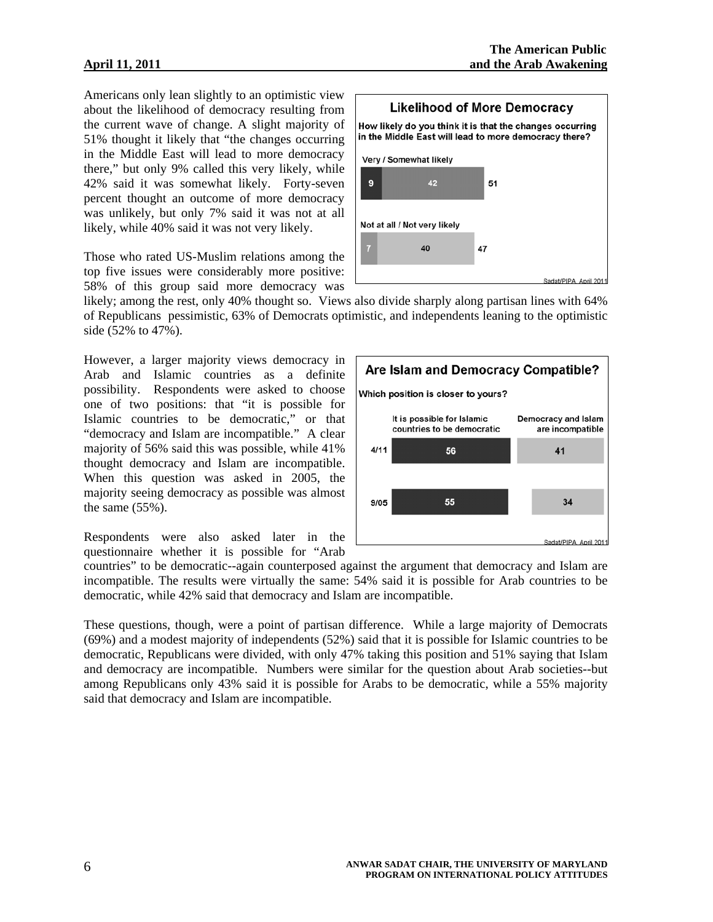Americans only lean slightly to an optimistic view about the likelihood of democracy resulting from the current wave of change. A slight majority of 51% thought it likely that "the changes occurring in the Middle East will lead to more democracy there," but only 9% called this very likely, while 42% said it was somewhat likely. Forty-seven percent thought an outcome of more democracy was unlikely, but only 7% said it was not at all likely, while 40% said it was not very likely.

**Likelihood of More Democracy**

How likely do you think it is that the changes occurring in the Middle East will lead to more democracy there?

| | Very / Not at all | Somewhat / Not very | Total |
|---|---|---|---|
| Very / Somewhat likely | 9 | 42 | 51 |
| Not at all / Not very likely | 7 | 40 | 47 |

Sadat/PIPA April 2011

Those who rated US-Muslim relations among the top five issues were considerably more positive: 58% of this group said more democracy was likely; among the rest, only 40% thought so. Views also divide sharply along partisan lines with 64% of Republicans pessimistic, 63% of Democrats optimistic, and independents leaning to the optimistic side (52% to 47%).

However, a larger majority views democracy in Arab and Islamic countries as a definite possibility. Respondents were asked to choose one of two positions: that "it is possible for Islamic countries to be democratic," or that "democracy and Islam are incompatible." A clear majority of 56% said this was possible, while 41% thought democracy and Islam are incompatible. When this question was asked in 2005, the majority seeing democracy as possible was almost the same (55%).

**Are Islam and Democracy Compatible?**

Which position is closer to yours?

| | It is possible for Islamic countries to be democratic | Democracy and Islam are incompatible |
|---|---|---|
| 4/11 | 56 | 41 |
| 9/05 | 55 | 34 |

Sadat/PIPA April 2011

Respondents were also asked later in the questionnaire whether it is possible for "Arab countries" to be democratic--again counterposed against the argument that democracy and Islam are incompatible. The results were virtually the same: 54% said it is possible for Arab countries to be democratic, while 42% said that democracy and Islam are incompatible.

These questions, though, were a point of partisan difference. While a large majority of Democrats (69%) and a modest majority of independents (52%) said that it is possible for Islamic countries to be democratic, Republicans were divided, with only 47% taking this position and 51% saying that Islam and democracy are incompatible. Numbers were similar for the question about Arab societies--but among Republicans only 43% said it is possible for Arabs to be democratic, while a 55% majority said that democracy and Islam are incompatible.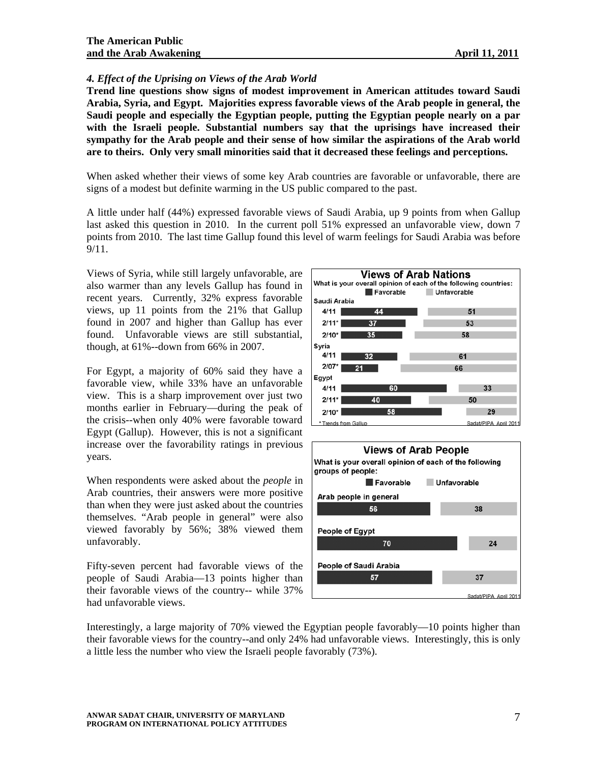### *4. Effect of the Uprising on Views of the Arab World*

**Trend line questions show signs of modest improvement in American attitudes toward Saudi Arabia, Syria, and Egypt. Majorities express favorable views of the Arab people in general, the Saudi people and especially the Egyptian people, putting the Egyptian people nearly on a par with the Israeli people. Substantial numbers say that the uprisings have increased their sympathy for the Arab people and their sense of how similar the aspirations of the Arab world are to theirs. Only very small minorities said that it decreased these feelings and perceptions.**

When asked whether their views of some key Arab countries are favorable or unfavorable, there are signs of a modest but definite warming in the US public compared to the past.

A little under half (44%) expressed favorable views of Saudi Arabia, up 9 points from when Gallup last asked this question in 2010. In the current poll 51% expressed an unfavorable view, down 7 points from 2010. The last time Gallup found this level of warm feelings for Saudi Arabia was before 9/11.

Views of Syria, while still largely unfavorable, are also warmer than any levels Gallup has found in recent years. Currently, 32% express favorable views, up 11 points from the 21% that Gallup found in 2007 and higher than Gallup has ever found. Unfavorable views are still substantial, though, at 61%--down from 66% in 2007.

For Egypt, a majority of 60% said they have a favorable view, while 33% have an unfavorable view. This is a sharp improvement over just two months earlier in February—during the peak of the crisis--when only 40% were favorable toward Egypt (Gallup). However, this is not a significant increase over the favorability ratings in previous years.

**Views of Arab Nations**

What is your overall opinion of each of the following countries:

| | | Favorable | Unfavorable |
|---|---|---|---|
| Saudi Arabia | 4/11 | 44 | 51 |
| | 2/11* | 37 | 53 |
| | 2/10* | 35 | 58 |
| Syria | 4/11 | 32 | 61 |
| | 2/07* | 21 | 66 |
| Egypt | 4/11 | 60 | 33 |
| | 2/11* | 40 | 50 |
| | 2/10* | 58 | 29 |

\* Trends from Gallup — Sadat/PIPA April 2011

When respondents were asked about the *people* in Arab countries, their answers were more positive than when they were just asked about the countries themselves. "Arab people in general" were also viewed favorably by 56%; 38% viewed them unfavorably.

Fifty-seven percent had favorable views of the people of Saudi Arabia—13 points higher than their favorable views of the country-- while 37% had unfavorable views.

**Views of Arab People**

What is your overall opinion of each of the following groups of people:

| | Favorable | Unfavorable |
|---|---|---|
| Arab people in general | 56 | 38 |
| People of Egypt | 70 | 24 |
| People of Saudi Arabia | 57 | 37 |

Sadat/PIPA April 2011

Interestingly, a large majority of 70% viewed the Egyptian people favorably—10 points higher than their favorable views for the country--and only 24% had unfavorable views. Interestingly, this is only a little less the number who view the Israeli people favorably (73%).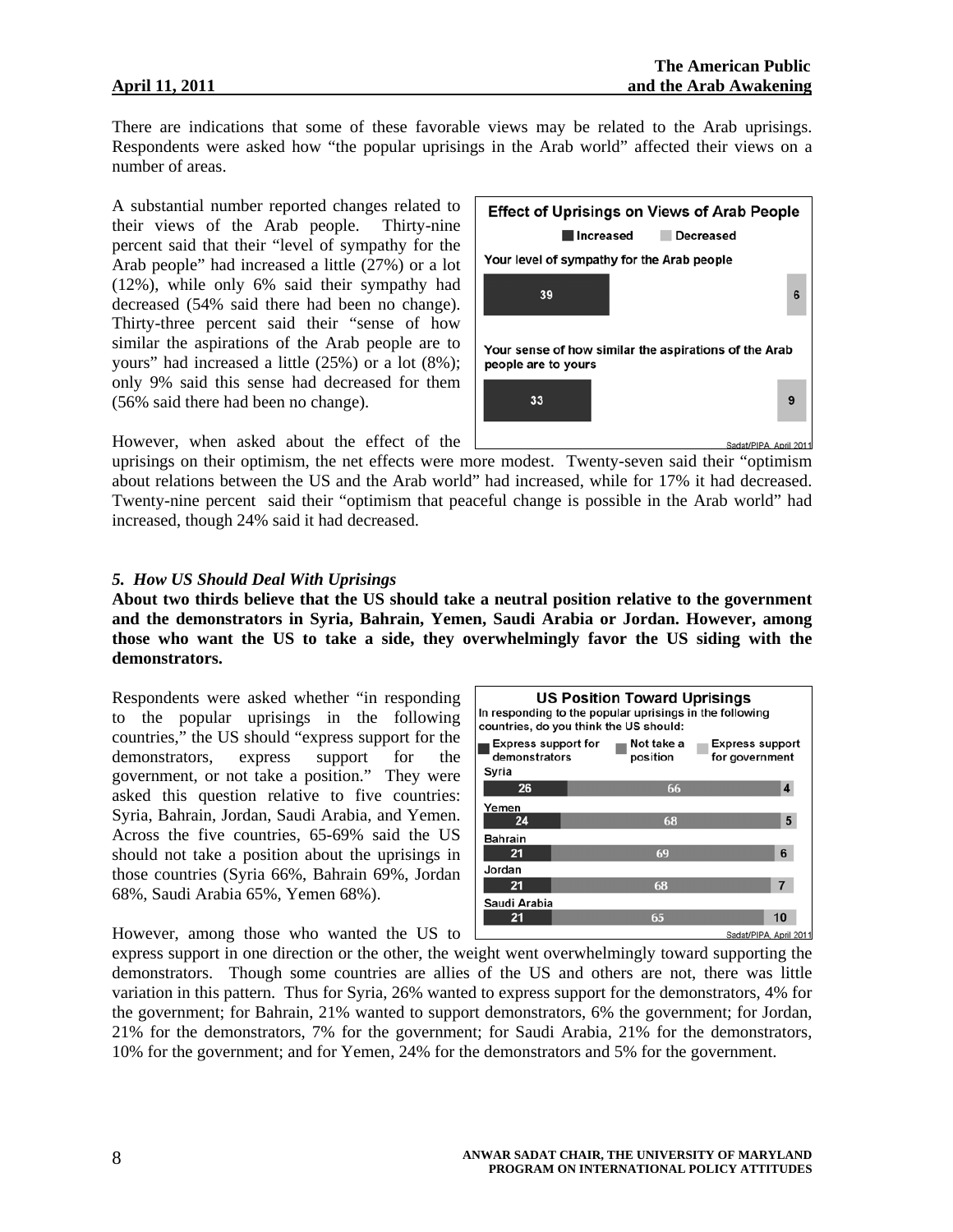There are indications that some of these favorable views may be related to the Arab uprisings. Respondents were asked how "the popular uprisings in the Arab world" affected their views on a number of areas.

A substantial number reported changes related to their views of the Arab people. Thirty-nine percent said that their "level of sympathy for the Arab people" had increased a little (27%) or a lot (12%), while only 6% said their sympathy had decreased (54% said there had been no change). Thirty-three percent said their "sense of how similar the aspirations of the Arab people are to yours" had increased a little (25%) or a lot (8%); only 9% said this sense had decreased for them (56% said there had been no change).

**Effect of Uprisings on Views of Arab People**

| | Increased | Decreased |
|---|---|---|
| Your level of sympathy for the Arab people | 39 | 6 |
| Your sense of how similar the aspirations of the Arab people are to yours | 33 | 9 |

Sadat/PIPA April 2011

However, when asked about the effect of the uprisings on their optimism, the net effects were more modest. Twenty-seven said their "optimism about relations between the US and the Arab world" had increased, while for 17% it had decreased. Twenty-nine percent said their "optimism that peaceful change is possible in the Arab world" had increased, though 24% said it had decreased.

### *5. How US Should Deal With Uprisings*

**About two thirds believe that the US should take a neutral position relative to the government and the demonstrators in Syria, Bahrain, Yemen, Saudi Arabia or Jordan. However, among those who want the US to take a side, they overwhelmingly favor the US siding with the demonstrators.**

Respondents were asked whether "in responding to the popular uprisings in the following countries," the US should "express support for the demonstrators, express support for the government, or not take a position." They were asked this question relative to five countries: Syria, Bahrain, Jordan, Saudi Arabia, and Yemen. Across the five countries, 65-69% said the US should not take a position about the uprisings in those countries (Syria 66%, Bahrain 69%, Jordan 68%, Saudi Arabia 65%, Yemen 68%).

**US Position Toward Uprisings**

In responding to the popular uprisings in the following countries, do you think the US should:

| | Express support for demonstrators | Not take a position | Express support for government |
|---|---|---|---|
| Syria | 26 | 66 | 4 |
| Yemen | 24 | 68 | 5 |
| Bahrain | 21 | 69 | 6 |
| Jordan | 21 | 68 | 7 |
| Saudi Arabia | 21 | 65 | 10 |

Sadat/PIPA April 2011

However, among those who wanted the US to express support in one direction or the other, the weight went overwhelmingly toward supporting the demonstrators. Though some countries are allies of the US and others are not, there was little variation in this pattern. Thus for Syria, 26% wanted to express support for the demonstrators, 4% for the government; for Bahrain, 21% wanted to support demonstrators, 6% the government; for Jordan, 21% for the demonstrators, 7% for the government; for Saudi Arabia, 21% for the demonstrators, 10% for the government; and for Yemen, 24% for the demonstrators and 5% for the government.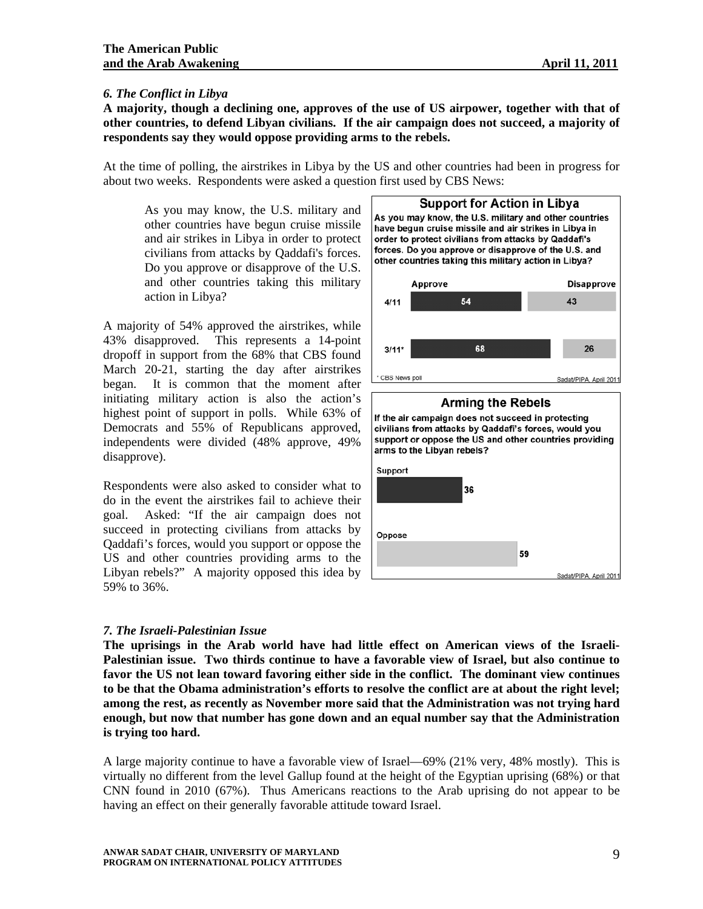### *6. The Conflict in Libya*

**A majority, though a declining one, approves of the use of US airpower, together with that of other countries, to defend Libyan civilians. If the air campaign does not succeed, a majority of respondents say they would oppose providing arms to the rebels.**

At the time of polling, the airstrikes in Libya by the US and other countries had been in progress for about two weeks. Respondents were asked a question first used by CBS News:

> As you may know, the U.S. military and other countries have begun cruise missile and air strikes in Libya in order to protect civilians from attacks by Qaddafi's forces. Do you approve or disapprove of the U.S. and other countries taking this military action in Libya?

**Support for Action in Libya**

As you may know, the U.S. military and other countries have begun cruise missile and air strikes in Libya in order to protect civilians from attacks by Qaddafi's forces. Do you approve or disapprove of the U.S. and other countries taking this military action in Libya?

| | Approve | Disapprove |
|---|---|---|
| 4/11 | 54 | 43 |
| 3/11* | 68 | 26 |

\* CBS News poll

Sadat/PIPA, April 2011

A majority of 54% approved the airstrikes, while 43% disapproved. This represents a 14-point dropoff in support from the 68% that CBS found March 20-21, starting the day after airstrikes began. It is common that the moment after initiating military action is also the action's highest point of support in polls. While 63% of Democrats and 55% of Republicans approved, independents were divided (48% approve, 49% disapprove).

Respondents were also asked to consider what to do in the event the airstrikes fail to achieve their goal. Asked: "If the air campaign does not succeed in protecting civilians from attacks by Qaddafi's forces, would you support or oppose the US and other countries providing arms to the Libyan rebels?" A majority opposed this idea by 59% to 36%.

**Arming the Rebels**

If the air campaign does not succeed in protecting civilians from attacks by Qaddafi's forces, would you support or oppose the US and other countries providing arms to the Libyan rebels?

| | % |
|---|---|
| Support | 36 |
| Oppose | 59 |

Sadat/PIPA, April 2011

### *7. The Israeli-Palestinian Issue*

**The uprisings in the Arab world have had little effect on American views of the Israeli-Palestinian issue. Two thirds continue to have a favorable view of Israel, but also continue to favor the US not lean toward favoring either side in the conflict. The dominant view continues to be that the Obama administration's efforts to resolve the conflict are at about the right level; among the rest, as recently as November more said that the Administration was not trying hard enough, but now that number has gone down and an equal number say that the Administration is trying too hard.**

A large majority continue to have a favorable view of Israel—69% (21% very, 48% mostly). This is virtually no different from the level Gallup found at the height of the Egyptian uprising (68%) or that CNN found in 2010 (67%). Thus Americans reactions to the Arab uprising do not appear to be having an effect on their generally favorable attitude toward Israel.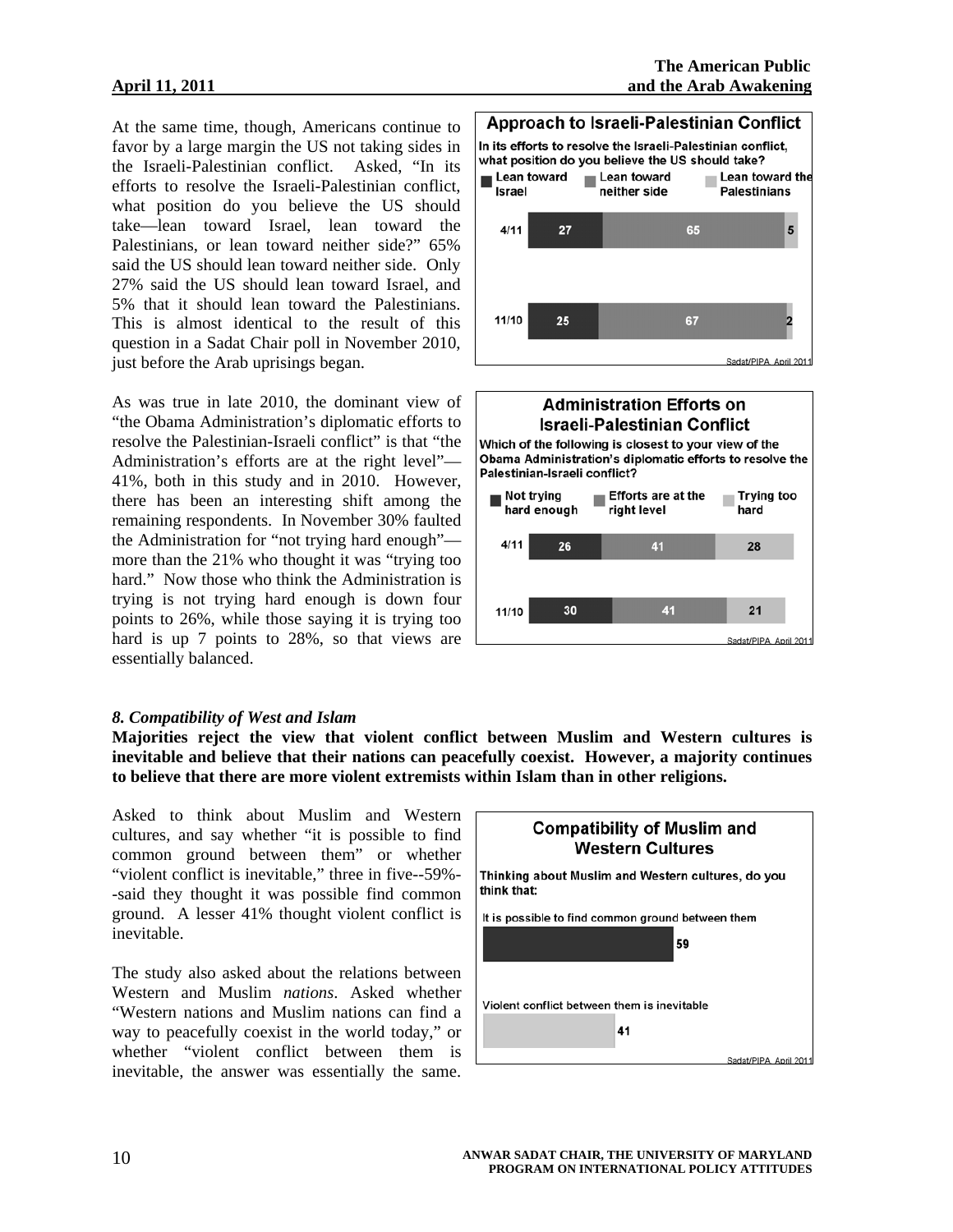At the same time, though, Americans continue to favor by a large margin the US not taking sides in the Israeli-Palestinian conflict. Asked, "In its efforts to resolve the Israeli-Palestinian conflict, what position do you believe the US should take—lean toward Israel, lean toward the Palestinians, or lean toward neither side?" 65% said the US should lean toward neither side. Only 27% said the US should lean toward Israel, and 5% that it should lean toward the Palestinians. This is almost identical to the result of this question in a Sadat Chair poll in November 2010, just before the Arab uprisings began.

**Approach to Israeli-Palestinian Conflict**

In its efforts to resolve the Israeli-Palestinian conflict, what position do you believe the US should take?

| | Lean toward Israel | Lean toward neither side | Lean toward the Palestinians |
|---|---|---|---|
| 4/11 | 27 | 65 | 5 |
| 11/10 | 25 | 67 | 2 |

Sadat/PIPA April 2011

As was true in late 2010, the dominant view of "the Obama Administration's diplomatic efforts to resolve the Palestinian-Israeli conflict" is that "the Administration's efforts are at the right level"—41%, both in this study and in 2010. However, there has been an interesting shift among the remaining respondents. In November 30% faulted the Administration for "not trying hard enough"—more than the 21% who thought it was "trying too hard." Now those who think the Administration is trying is not trying hard enough is down four points to 26%, while those saying it is trying too hard is up 7 points to 28%, so that views are essentially balanced.

**Administration Efforts on Israeli-Palestinian Conflict**

Which of the following is closest to your view of the Obama Administration's diplomatic efforts to resolve the Palestinian-Israeli conflict?

| | Not trying hard enough | Efforts are at the right level | Trying too hard |
|---|---|---|---|
| 4/11 | 26 | 41 | 28 |
| 11/10 | 30 | 41 | 21 |

Sadat/PIPA April 2011

### *8. Compatibility of West and Islam*

**Majorities reject the view that violent conflict between Muslim and Western cultures is inevitable and believe that their nations can peacefully coexist. However, a majority continues to believe that there are more violent extremists within Islam than in other religions.**

Asked to think about Muslim and Western cultures, and say whether "it is possible to find common ground between them" or whether "violent conflict is inevitable," three in five--59%--said they thought it was possible find common ground. A lesser 41% thought violent conflict is inevitable.

**Compatibility of Muslim and Western Cultures**

Thinking about Muslim and Western cultures, do you think that:

| | % |
|---|---|
| It is possible to find common ground between them | 59 |
| Violent conflict between them is inevitable | 41 |

Sadat/PIPA April 2011

The study also asked about the relations between Western and Muslim *nations*. Asked whether "Western nations and Muslim nations can find a way to peacefully coexist in the world today," or whether "violent conflict between them is inevitable, the answer was essentially the same.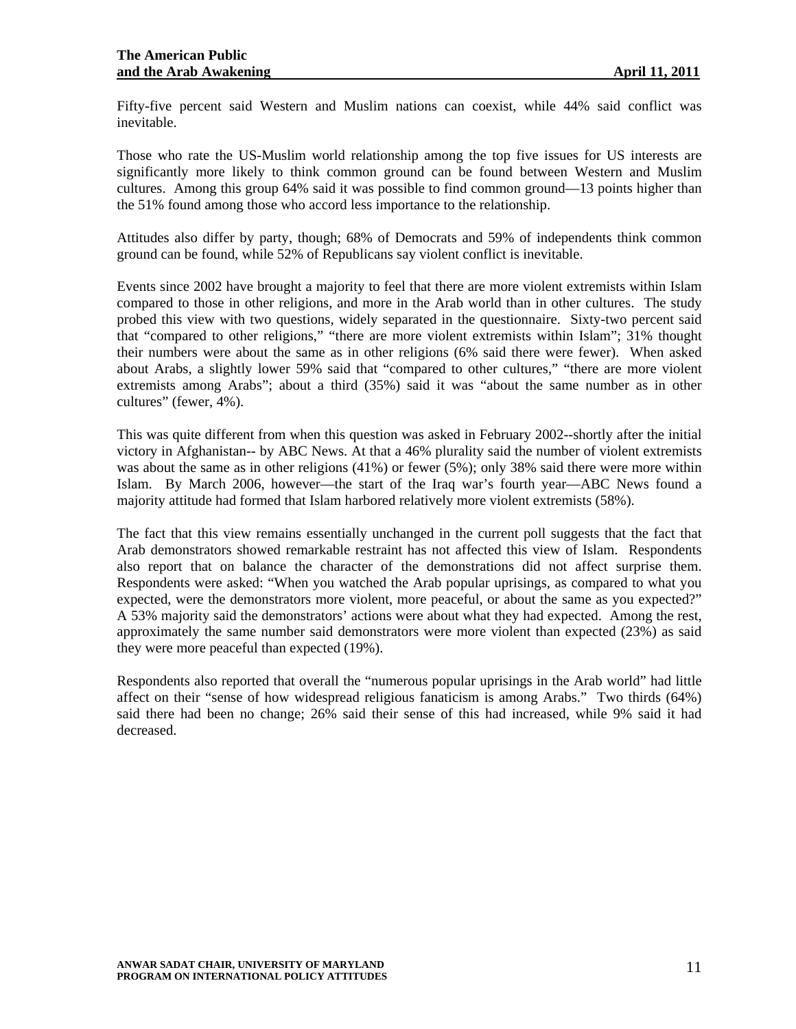Fifty-five percent said Western and Muslim nations can coexist, while 44% said conflict was inevitable.

Those who rate the US-Muslim world relationship among the top five issues for US interests are significantly more likely to think common ground can be found between Western and Muslim cultures. Among this group 64% said it was possible to find common ground—13 points higher than the 51% found among those who accord less importance to the relationship.

Attitudes also differ by party, though; 68% of Democrats and 59% of independents think common ground can be found, while 52% of Republicans say violent conflict is inevitable.

Events since 2002 have brought a majority to feel that there are more violent extremists within Islam compared to those in other religions, and more in the Arab world than in other cultures. The study probed this view with two questions, widely separated in the questionnaire. Sixty-two percent said that "compared to other religions," "there are more violent extremists within Islam"; 31% thought their numbers were about the same as in other religions (6% said there were fewer). When asked about Arabs, a slightly lower 59% said that "compared to other cultures," "there are more violent extremists among Arabs"; about a third (35%) said it was "about the same number as in other cultures" (fewer, 4%).

This was quite different from when this question was asked in February 2002--shortly after the initial victory in Afghanistan-- by ABC News. At that a 46% plurality said the number of violent extremists was about the same as in other religions (41%) or fewer (5%); only 38% said there were more within Islam. By March 2006, however—the start of the Iraq war's fourth year—ABC News found a majority attitude had formed that Islam harbored relatively more violent extremists (58%).

The fact that this view remains essentially unchanged in the current poll suggests that the fact that Arab demonstrators showed remarkable restraint has not affected this view of Islam. Respondents also report that on balance the character of the demonstrations did not affect surprise them. Respondents were asked: "When you watched the Arab popular uprisings, as compared to what you expected, were the demonstrators more violent, more peaceful, or about the same as you expected?" A 53% majority said the demonstrators' actions were about what they had expected. Among the rest, approximately the same number said demonstrators were more violent than expected (23%) as said they were more peaceful than expected (19%).

Respondents also reported that overall the "numerous popular uprisings in the Arab world" had little affect on their "sense of how widespread religious fanaticism is among Arabs." Two thirds (64%) said there had been no change; 26% said their sense of this had increased, while 9% said it had decreased.